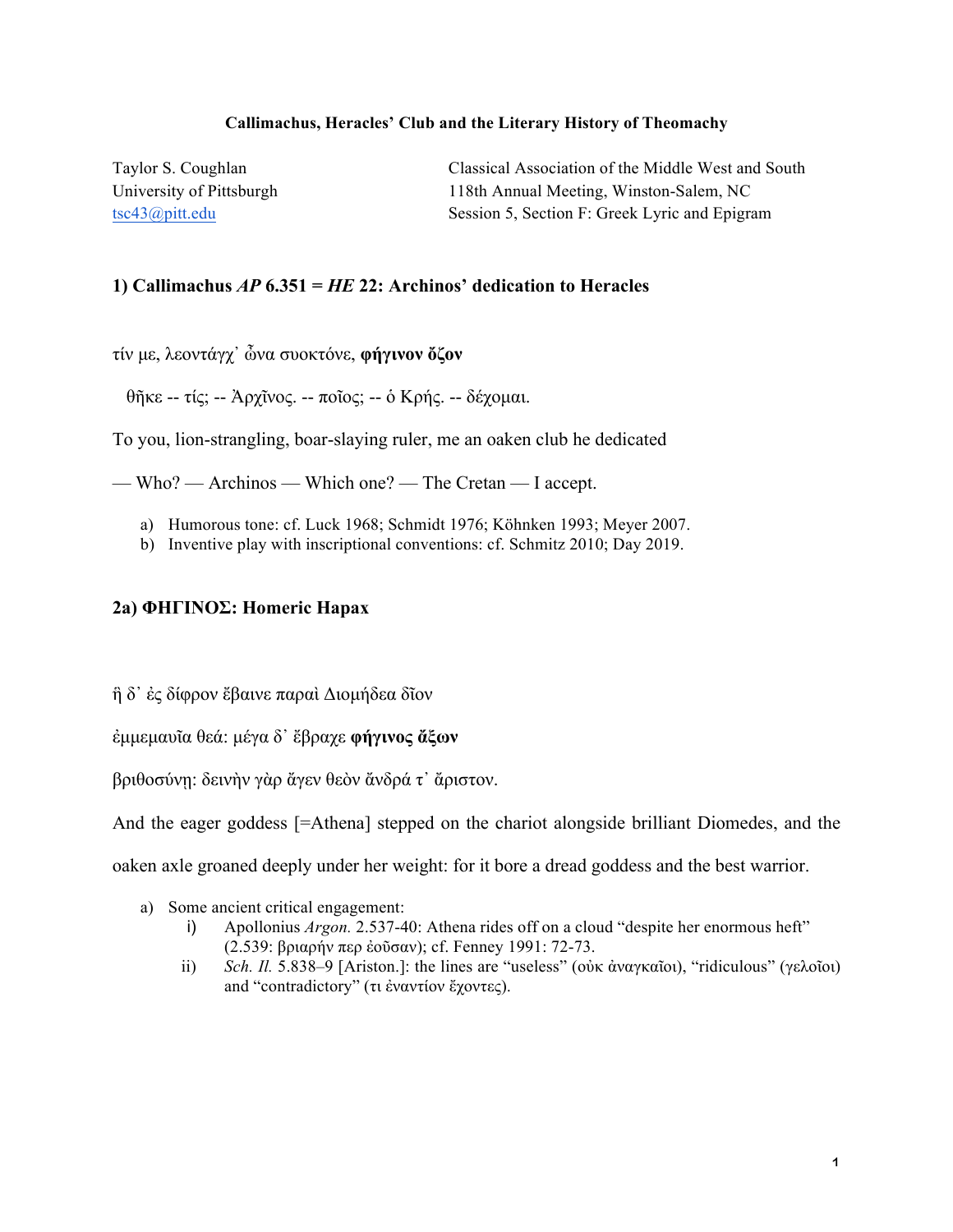**Callimachus, Heracles' Club and the Literary History of Theomachy**

Taylor S. Coughlan
University of Pittsburgh
tsc43@pitt.edu

Classical Association of the Middle West and South
118th Annual Meeting, Winston-Salem, NC
Session 5, Section F: Greek Lyric and Epigram

## 1) Callimachus *AP* 6.351 = *HE* 22: Archinos' dedication to Heracles

τίν με, λεοντάγχ᾽ ὦνα συοκτόνε, **φήγινον ὄζον**

θῆκε -- τίς; -- Ἀρχῖνος. -- ποῖος; -- ὁ Κρής. -- δέχομαι.

To you, lion-strangling, boar-slaying ruler, me an oaken club he dedicated

— Who? — Archinos — Which one? — The Cretan — I accept.

a) Humorous tone: cf. Luck 1968; Schmidt 1976; Köhnken 1993; Meyer 2007.
b) Inventive play with inscriptional conventions: cf. Schmitz 2010; Day 2019.

## 2a) ΦΗΓΙΝΟΣ: Homeric Hapax

ἣ δ᾽ ἐς δίφρον ἔβαινε παραὶ Διομήδεα δῖον

ἐμμεμαυῖα θεά: μέγα δ᾽ ἔβραχε **φήγινος ἄξων**

βριθοσύνῃ: δεινὴν γὰρ ἄγεν θεὸν ἄνδρά τ᾽ ἄριστον.

And the eager goddess [=Athena] stepped on the chariot alongside brilliant Diomedes, and the oaken axle groaned deeply under her weight: for it bore a dread goddess and the best warrior.

a) Some ancient critical engagement:
   i) Apollonius *Argon.* 2.537-40: Athena rides off on a cloud "despite her enormous heft" (2.539: βριαρήν περ ἐοῦσαν); cf. Fenney 1991: 72-73.
   ii) *Sch. Il.* 5.838–9 [Ariston.]: the lines are "useless" (οὐκ ἀναγκαῖοι), "ridiculous" (γελοῖοι) and "contradictory" (τι ἐναντίον ἔχοντες).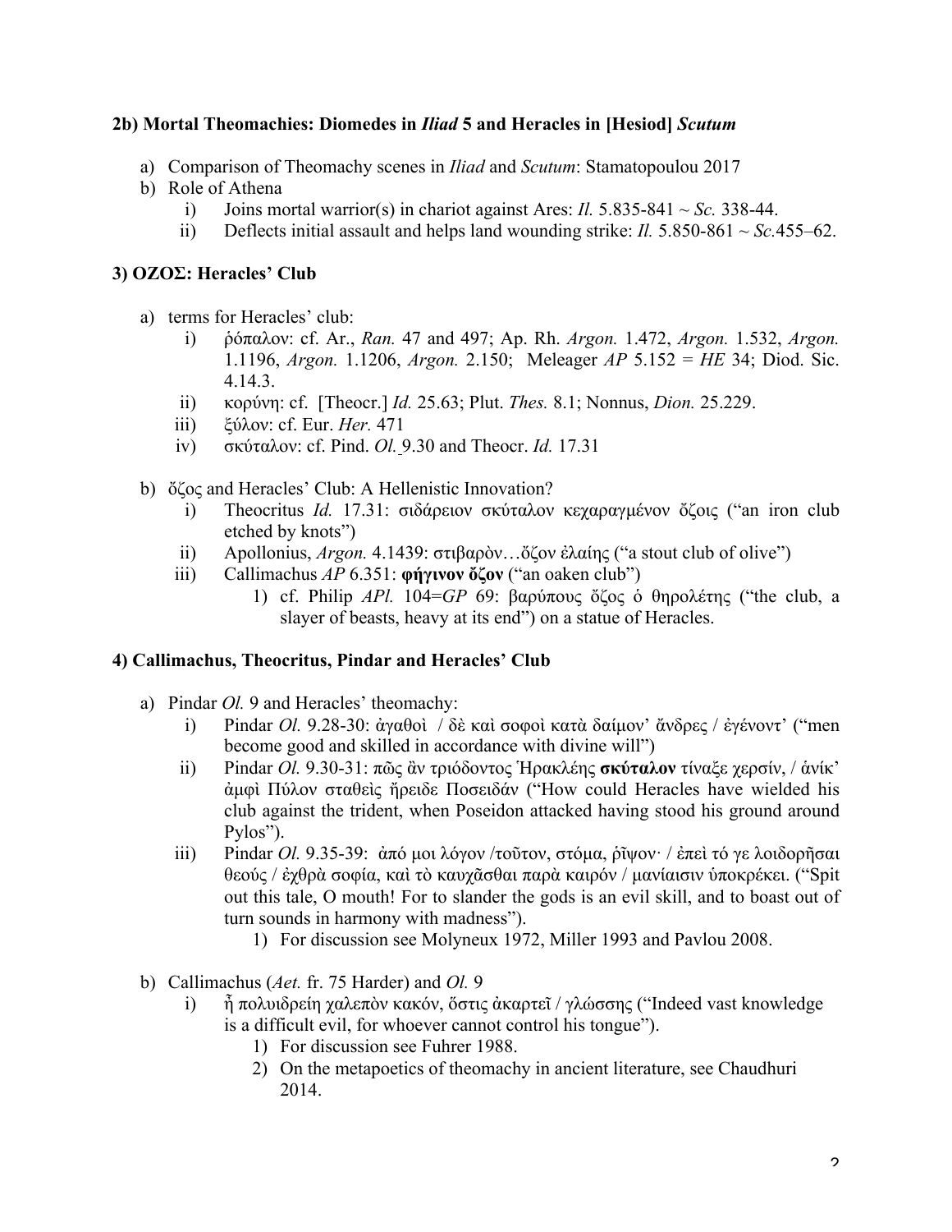**2b) Mortal Theomachies: Diomedes in *Iliad* 5 and Heracles in [Hesiod] *Scutum***

a) Comparison of Theomachy scenes in *Iliad* and *Scutum*: Stamatopoulou 2017
b) Role of Athena
   i) Joins mortal warrior(s) in chariot against Ares: *Il.* 5.835-841 ~ *Sc.* 338-44.
   ii) Deflects initial assault and helps land wounding strike: *Il.* 5.850-861 ~ *Sc.*455–62.

**3) ΟΖΟΣ: Heracles' Club**

a) terms for Heracles' club:
   i) ῥόπαλον: cf. Ar., *Ran.* 47 and 497; Ap. Rh. *Argon.* 1.472, *Argon.* 1.532, *Argon.* 1.1196, *Argon.* 1.1206, *Argon.* 2.150; Meleager *AP* 5.152 = *HE* 34; Diod. Sic. 4.14.3.
   ii) κορύνη: cf. [Theocr.] *Id.* 25.63; Plut. *Thes.* 8.1; Nonnus, *Dion.* 25.229.
   iii) ξύλον: cf. Eur. *Her.* 471
   iv) σκύταλον: cf. Pind. *Ol.* 9.30 and Theocr. *Id.* 17.31

b) ὄζος and Heracles' Club: A Hellenistic Innovation?
   i) Theocritus *Id.* 17.31: σιδάρειον σκύταλον κεχαραγμένον ὄζοις ("an iron club etched by knots")
   ii) Apollonius, *Argon.* 4.1439: στιβαρὸν…ὄζον ἐλαίης ("a stout club of olive")
   iii) Callimachus *AP* 6.351: **φήγινον ὄζον** ("an oaken club")
      1) cf. Philip *APl.* 104=*GP* 69: βαρύπους ὄζος ὁ θηρολέτης ("the club, a slayer of beasts, heavy at its end") on a statue of Heracles.

**4) Callimachus, Theocritus, Pindar and Heracles' Club**

a) Pindar *Ol.* 9 and Heracles' theomachy:
   i) Pindar *Ol.* 9.28-30: ἀγαθοὶ / δὲ καὶ σοφοὶ κατὰ δαίμον' ἄνδρες / ἐγένοντ' ("men become good and skilled in accordance with divine will")
   ii) Pindar *Ol.* 9.30-31: πῶς ἂν τριόδοντος Ἡρακλέης **σκύταλον** τίναξε χερσίν, / ἀνίκ' ἀμφὶ Πύλον σταθεὶς ἤρειδε Ποσειδάν ("How could Heracles have wielded his club against the trident, when Poseidon attacked having stood his ground around Pylos").
   iii) Pindar *Ol.* 9.35-39: ἀπό μοι λόγον /τοῦτον, στόμα, ῥῖψον· / ἐπεὶ τό γε λοιδορῆσαι θεούς / ἐχθρὰ σοφία, καὶ τὸ καυχᾶσθαι παρὰ καιρόν / μανίαισιν ὑποκρέκει. ("Spit out this tale, O mouth! For to slander the gods is an evil skill, and to boast out of turn sounds in harmony with madness").
      1) For discussion see Molyneux 1972, Miller 1993 and Pavlou 2008.

b) Callimachus (*Aet.* fr. 75 Harder) and *Ol.* 9
   i) ἦ πολυιδρείη χαλεπὸν κακόν, ὅστις ἀκαρτεῖ / γλώσσης ("Indeed vast knowledge is a difficult evil, for whoever cannot control his tongue").
      1) For discussion see Fuhrer 1988.
      2) On the metapoetics of theomachy in ancient literature, see Chaudhuri 2014.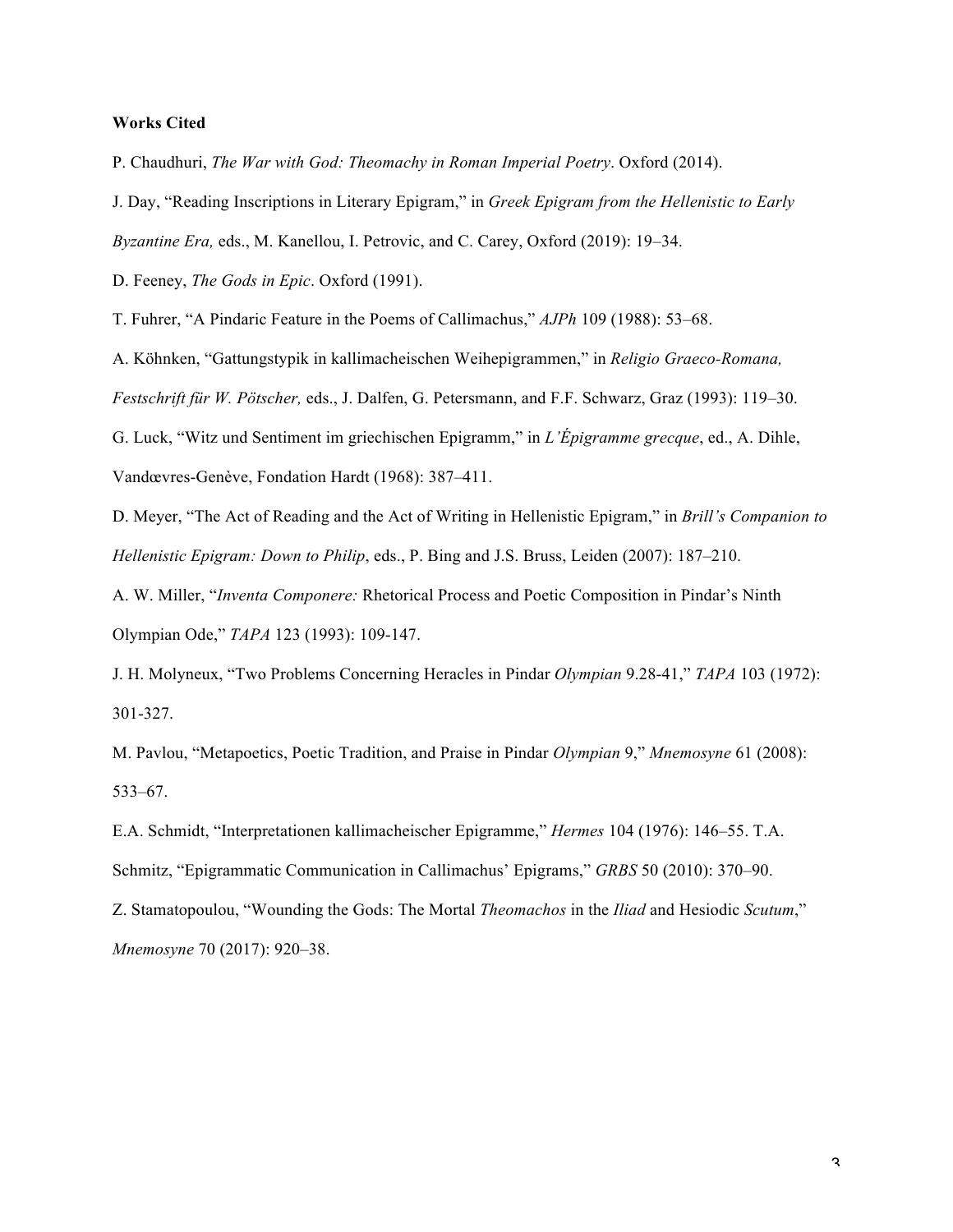**Works Cited**

P. Chaudhuri, *The War with God: Theomachy in Roman Imperial Poetry*. Oxford (2014).

J. Day, "Reading Inscriptions in Literary Epigram," in *Greek Epigram from the Hellenistic to Early Byzantine Era,* eds., M. Kanellou, I. Petrovic, and C. Carey, Oxford (2019): 19–34.

D. Feeney, *The Gods in Epic*. Oxford (1991).

T. Fuhrer, "A Pindaric Feature in the Poems of Callimachus," *AJPh* 109 (1988): 53–68.

A. Köhnken, "Gattungstypik in kallimacheischen Weihepigrammen," in *Religio Graeco-Romana, Festschrift für W. Pötscher,* eds., J. Dalfen, G. Petersmann, and F.F. Schwarz, Graz (1993): 119–30.

G. Luck, "Witz und Sentiment im griechischen Epigramm," in *L'Épigramme grecque*, ed., A. Dihle, Vandœvres-Genève, Fondation Hardt (1968): 387–411.

D. Meyer, "The Act of Reading and the Act of Writing in Hellenistic Epigram," in *Brill's Companion to Hellenistic Epigram: Down to Philip*, eds., P. Bing and J.S. Bruss, Leiden (2007): 187–210.

A. W. Miller, "*Inventa Componere:* Rhetorical Process and Poetic Composition in Pindar's Ninth Olympian Ode," *TAPA* 123 (1993): 109-147.

J. H. Molyneux, "Two Problems Concerning Heracles in Pindar *Olympian* 9.28-41," *TAPA* 103 (1972): 301-327.

M. Pavlou, "Metapoetics, Poetic Tradition, and Praise in Pindar *Olympian* 9," *Mnemosyne* 61 (2008): 533–67.

E.A. Schmidt, "Interpretationen kallimacheischer Epigramme," *Hermes* 104 (1976): 146–55. T.A. Schmitz, "Epigrammatic Communication in Callimachus' Epigrams," *GRBS* 50 (2010): 370–90.

Z. Stamatopoulou, "Wounding the Gods: The Mortal *Theomachos* in the *Iliad* and Hesiodic *Scutum*," *Mnemosyne* 70 (2017): 920–38.